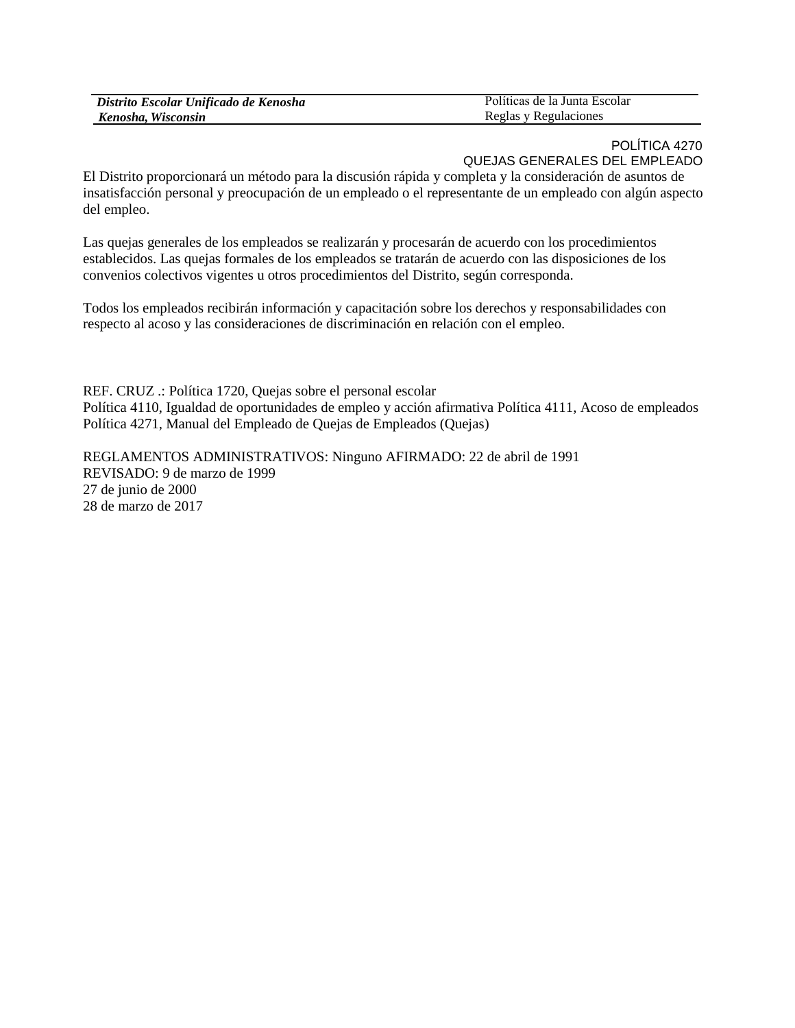| *Distrito Escolar Unificado de Kenosha* | Políticas de la Junta Escolar |
| --- | --- |
| *Kenosha, Wisconsin* | Reglas y Regulaciones |

POLÍTICA 4270
QUEJAS GENERALES DEL EMPLEADO

El Distrito proporcionará un método para la discusión rápida y completa y la consideración de asuntos de insatisfacción personal y preocupación de un empleado o el representante de un empleado con algún aspecto del empleo.

Las quejas generales de los empleados se realizarán y procesarán de acuerdo con los procedimientos establecidos. Las quejas formales de los empleados se tratarán de acuerdo con las disposiciones de los convenios colectivos vigentes u otros procedimientos del Distrito, según corresponda.

Todos los empleados recibirán información y capacitación sobre los derechos y responsabilidades con respecto al acoso y las consideraciones de discriminación en relación con el empleo.

REF. CRUZ .: Política 1720, Quejas sobre el personal escolar
Política 4110, Igualdad de oportunidades de empleo y acción afirmativa Política 4111, Acoso de empleados
Política 4271, Manual del Empleado de Quejas de Empleados (Quejas)

REGLAMENTOS ADMINISTRATIVOS: Ninguno AFIRMADO: 22 de abril de 1991
REVISADO: 9 de marzo de 1999
27 de junio de 2000
28 de marzo de 2017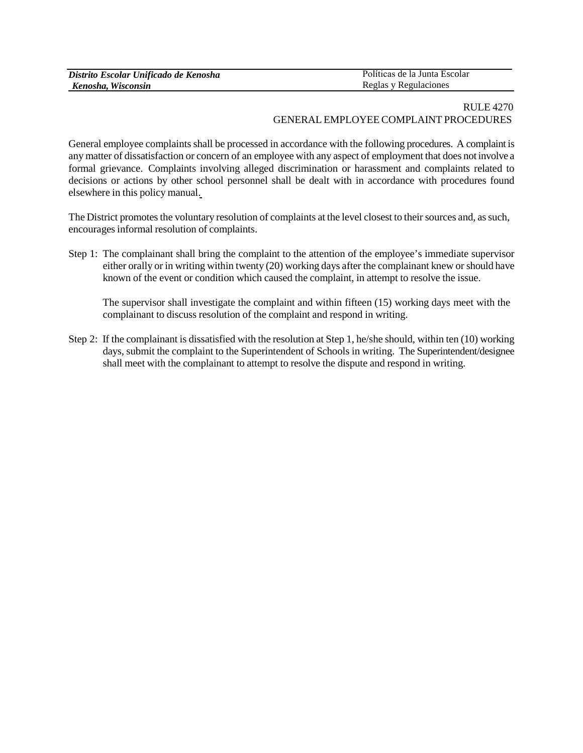RULE 4270
GENERAL EMPLOYEE COMPLAINT PROCEDURES

General employee complaints shall be processed in accordance with the following procedures. A complaint is any matter of dissatisfaction or concern of an employee with any aspect of employment that does not involve a formal grievance. Complaints involving alleged discrimination or harassment and complaints related to decisions or actions by other school personnel shall be dealt with in accordance with procedures found elsewhere in this policy manual.

The District promotes the voluntary resolution of complaints at the level closest to their sources and, as such, encourages informal resolution of complaints.

Step 1: The complainant shall bring the complaint to the attention of the employee's immediate supervisor either orally or in writing within twenty (20) working days after the complainant knew or should have known of the event or condition which caused the complaint, in attempt to resolve the issue.

The supervisor shall investigate the complaint and within fifteen (15) working days meet with the complainant to discuss resolution of the complaint and respond in writing.

Step 2: If the complainant is dissatisfied with the resolution at Step 1, he/she should, within ten (10) working days, submit the complaint to the Superintendent of Schools in writing. The Superintendent/designee shall meet with the complainant to attempt to resolve the dispute and respond in writing.